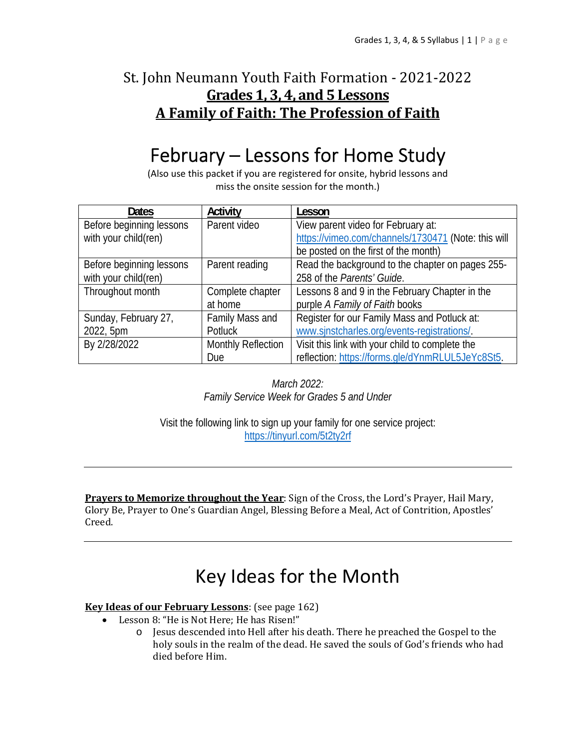# St. John Neumann Youth Faith Formation - 2021-2022

## **Grades 1, 3, 4, and 5 Lessons**

## **A Family of Faith: The Profession of Faith**

# February – Lessons for Home Study

(Also use this packet if you are registered for onsite, hybrid lessons and miss the onsite session for the month.)

| Dates | Activity | Lesson |
|---|---|---|
| Before beginning lessons with your child(ren) | Parent video | View parent video for February at: https://vimeo.com/channels/1730471 (Note: this will be posted on the first of the month) |
| Before beginning lessons with your child(ren) | Parent reading | Read the background to the chapter on pages 255-258 of the *Parents' Guide*. |
| Throughout month | Complete chapter at home | Lessons 8 and 9 in the February Chapter in the purple *A Family of Faith* books |
| Sunday, February 27, 2022, 5pm | Family Mass and Potluck | Register for our Family Mass and Potluck at: www.sjnstcharles.org/events-registrations/. |
| By 2/28/2022 | Monthly Reflection Due | Visit this link with your child to complete the reflection: https://forms.gle/dYnmRLUL5JeYc8St5. |

*March 2022:*
*Family Service Week for Grades 5 and Under*

Visit the following link to sign up your family for one service project:
https://tinyurl.com/5t2ty2rf

---

**Prayers to Memorize throughout the Year**: Sign of the Cross, the Lord's Prayer, Hail Mary, Glory Be, Prayer to One's Guardian Angel, Blessing Before a Meal, Act of Contrition, Apostles' Creed.

---

# Key Ideas for the Month

**Key Ideas of our February Lessons**: (see page 162)

- Lesson 8: "He is Not Here; He has Risen!"
  - Jesus descended into Hell after his death. There he preached the Gospel to the holy souls in the realm of the dead. He saved the souls of God's friends who had died before Him.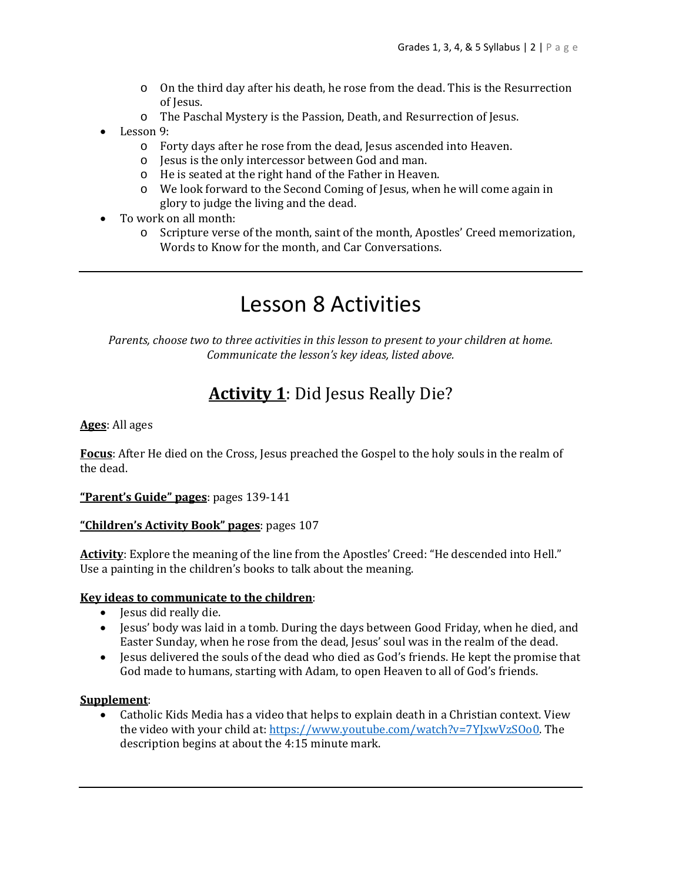- On the third day after his death, he rose from the dead. This is the Resurrection of Jesus.
    - The Paschal Mystery is the Passion, Death, and Resurrection of Jesus.
- Lesson 9:
    - Forty days after he rose from the dead, Jesus ascended into Heaven.
    - Jesus is the only intercessor between God and man.
    - He is seated at the right hand of the Father in Heaven.
    - We look forward to the Second Coming of Jesus, when he will come again in glory to judge the living and the dead.
- To work on all month:
    - Scripture verse of the month, saint of the month, Apostles' Creed memorization, Words to Know for the month, and Car Conversations.

---

# Lesson 8 Activities

*Parents, choose two to three activities in this lesson to present to your children at home. Communicate the lesson's key ideas, listed above.*

## **Activity 1**: Did Jesus Really Die?

**Ages**: All ages

**Focus**: After He died on the Cross, Jesus preached the Gospel to the holy souls in the realm of the dead.

**"Parent's Guide" pages**: pages 139-141

**"Children's Activity Book" pages**: pages 107

**Activity**: Explore the meaning of the line from the Apostles' Creed: "He descended into Hell." Use a painting in the children's books to talk about the meaning.

**Key ideas to communicate to the children**:

- Jesus did really die.
- Jesus' body was laid in a tomb. During the days between Good Friday, when he died, and Easter Sunday, when he rose from the dead, Jesus' soul was in the realm of the dead.
- Jesus delivered the souls of the dead who died as God's friends. He kept the promise that God made to humans, starting with Adam, to open Heaven to all of God's friends.

**Supplement**:

- Catholic Kids Media has a video that helps to explain death in a Christian context. View the video with your child at: https://www.youtube.com/watch?v=7YJxwVzSOo0. The description begins at about the 4:15 minute mark.

---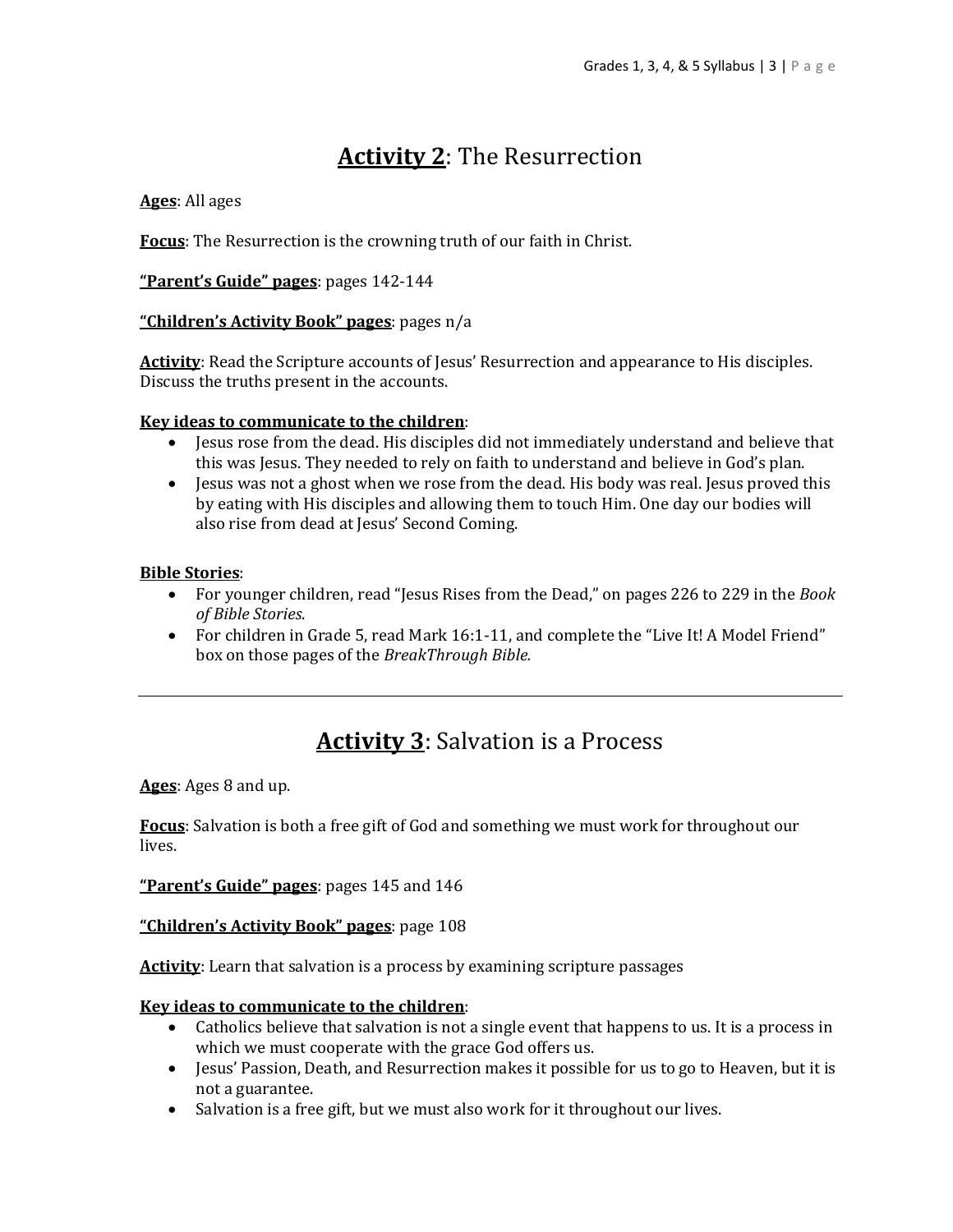## **Activity 2**: The Resurrection

**Ages**: All ages

**Focus**: The Resurrection is the crowning truth of our faith in Christ.

**"Parent's Guide" pages**: pages 142-144

**"Children's Activity Book" pages**: pages n/a

**Activity**: Read the Scripture accounts of Jesus' Resurrection and appearance to His disciples. Discuss the truths present in the accounts.

**Key ideas to communicate to the children**:

- Jesus rose from the dead. His disciples did not immediately understand and believe that this was Jesus. They needed to rely on faith to understand and believe in God's plan.
- Jesus was not a ghost when we rose from the dead. His body was real. Jesus proved this by eating with His disciples and allowing them to touch Him. One day our bodies will also rise from dead at Jesus' Second Coming.

**Bible Stories**:

- For younger children, read "Jesus Rises from the Dead," on pages 226 to 229 in the *Book of Bible Stories*.
- For children in Grade 5, read Mark 16:1-11, and complete the "Live It! A Model Friend" box on those pages of the *BreakThrough Bible.*

---

## **Activity 3**: Salvation is a Process

**Ages**: Ages 8 and up.

**Focus**: Salvation is both a free gift of God and something we must work for throughout our lives.

**"Parent's Guide" pages**: pages 145 and 146

**"Children's Activity Book" pages**: page 108

**Activity**: Learn that salvation is a process by examining scripture passages

**Key ideas to communicate to the children**:

- Catholics believe that salvation is not a single event that happens to us. It is a process in which we must cooperate with the grace God offers us.
- Jesus' Passion, Death, and Resurrection makes it possible for us to go to Heaven, but it is not a guarantee.
- Salvation is a free gift, but we must also work for it throughout our lives.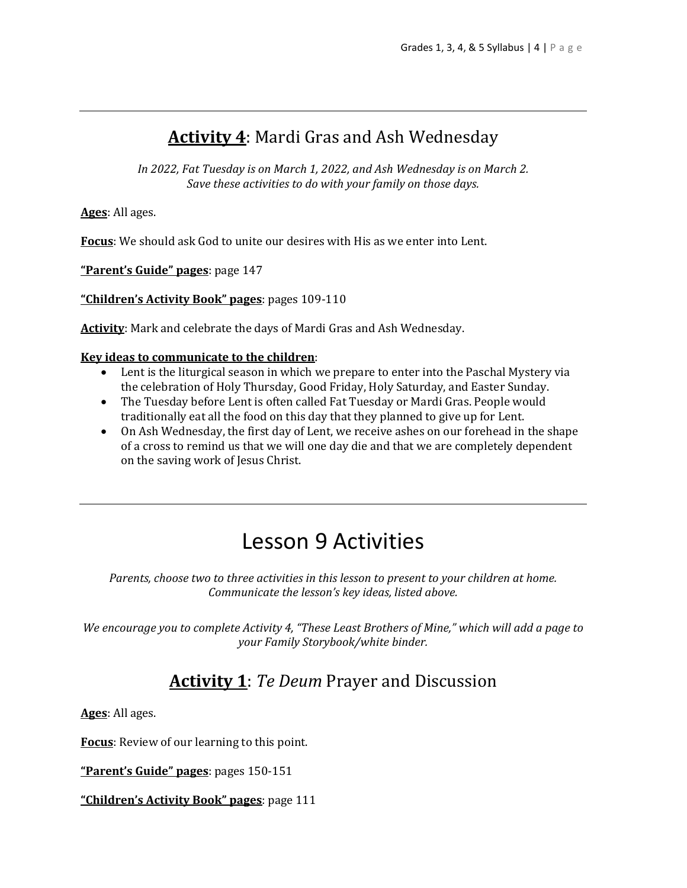---

## **Activity 4**: Mardi Gras and Ash Wednesday

*In 2022, Fat Tuesday is on March 1, 2022, and Ash Wednesday is on March 2. Save these activities to do with your family on those days.*

**Ages**: All ages.

**Focus**: We should ask God to unite our desires with His as we enter into Lent.

**"Parent's Guide" pages**: page 147

**"Children's Activity Book" pages**: pages 109-110

**Activity**: Mark and celebrate the days of Mardi Gras and Ash Wednesday.

**Key ideas to communicate to the children**:

- Lent is the liturgical season in which we prepare to enter into the Paschal Mystery via the celebration of Holy Thursday, Good Friday, Holy Saturday, and Easter Sunday.
- The Tuesday before Lent is often called Fat Tuesday or Mardi Gras. People would traditionally eat all the food on this day that they planned to give up for Lent.
- On Ash Wednesday, the first day of Lent, we receive ashes on our forehead in the shape of a cross to remind us that we will one day die and that we are completely dependent on the saving work of Jesus Christ.

---

# Lesson 9 Activities

*Parents, choose two to three activities in this lesson to present to your children at home. Communicate the lesson's key ideas, listed above.*

*We encourage you to complete Activity 4, "These Least Brothers of Mine," which will add a page to your Family Storybook/white binder.*

## **Activity 1**: *Te Deum* Prayer and Discussion

**Ages**: All ages.

**Focus**: Review of our learning to this point.

**"Parent's Guide" pages**: pages 150-151

**"Children's Activity Book" pages**: page 111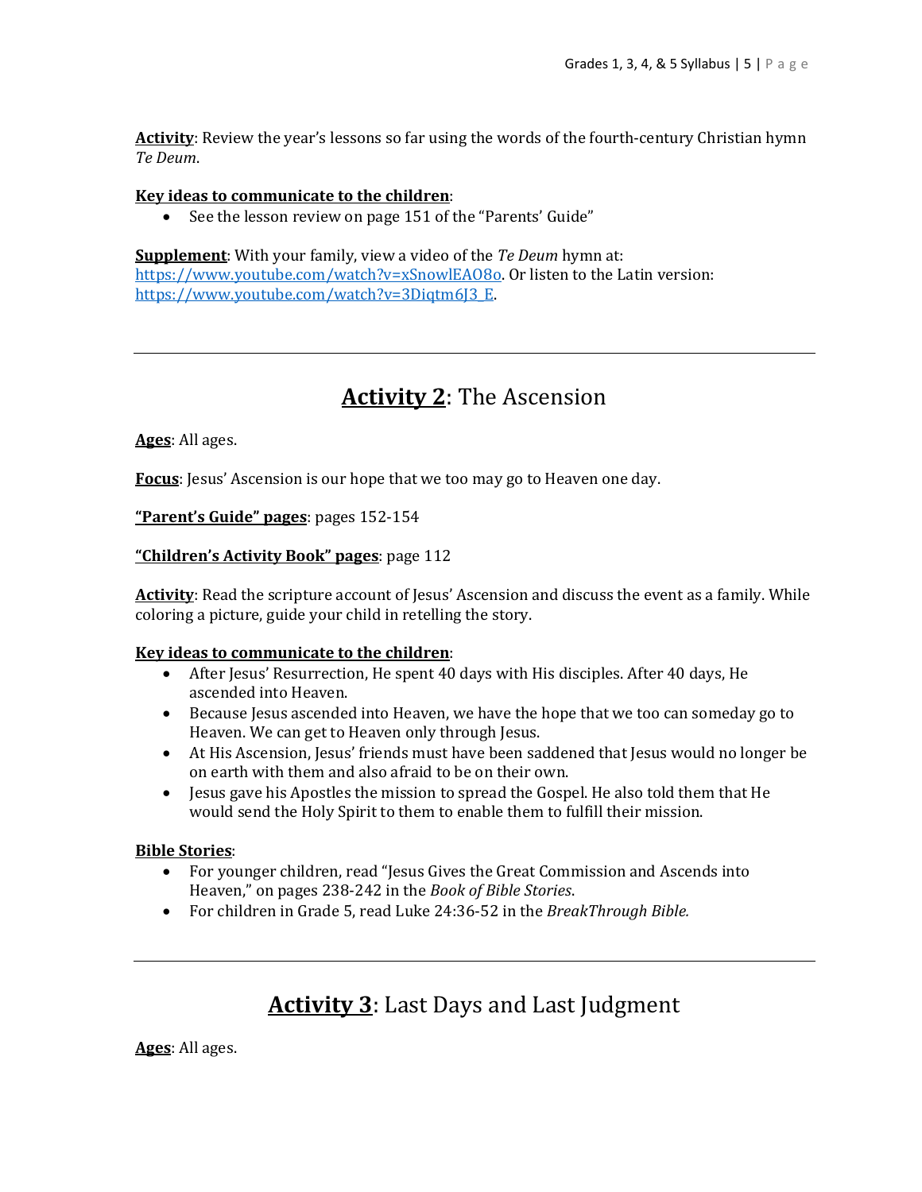**Activity**: Review the year's lessons so far using the words of the fourth-century Christian hymn *Te Deum*.

**Key ideas to communicate to the children**:

- See the lesson review on page 151 of the "Parents' Guide"

**Supplement**: With your family, view a video of the *Te Deum* hymn at: https://www.youtube.com/watch?v=xSnowlEAO8o. Or listen to the Latin version: https://www.youtube.com/watch?v=3Diqtm6J3_E.

---

## Activity 2: The Ascension

**Ages**: All ages.

**Focus**: Jesus' Ascension is our hope that we too may go to Heaven one day.

**"Parent's Guide" pages**: pages 152-154

**"Children's Activity Book" pages**: page 112

**Activity**: Read the scripture account of Jesus' Ascension and discuss the event as a family. While coloring a picture, guide your child in retelling the story.

**Key ideas to communicate to the children**:

- After Jesus' Resurrection, He spent 40 days with His disciples. After 40 days, He ascended into Heaven.
- Because Jesus ascended into Heaven, we have the hope that we too can someday go to Heaven. We can get to Heaven only through Jesus.
- At His Ascension, Jesus' friends must have been saddened that Jesus would no longer be on earth with them and also afraid to be on their own.
- Jesus gave his Apostles the mission to spread the Gospel. He also told them that He would send the Holy Spirit to them to enable them to fulfill their mission.

**Bible Stories**:

- For younger children, read "Jesus Gives the Great Commission and Ascends into Heaven," on pages 238-242 in the *Book of Bible Stories*.
- For children in Grade 5, read Luke 24:36-52 in the *BreakThrough Bible.*

---

## Activity 3: Last Days and Last Judgment

**Ages**: All ages.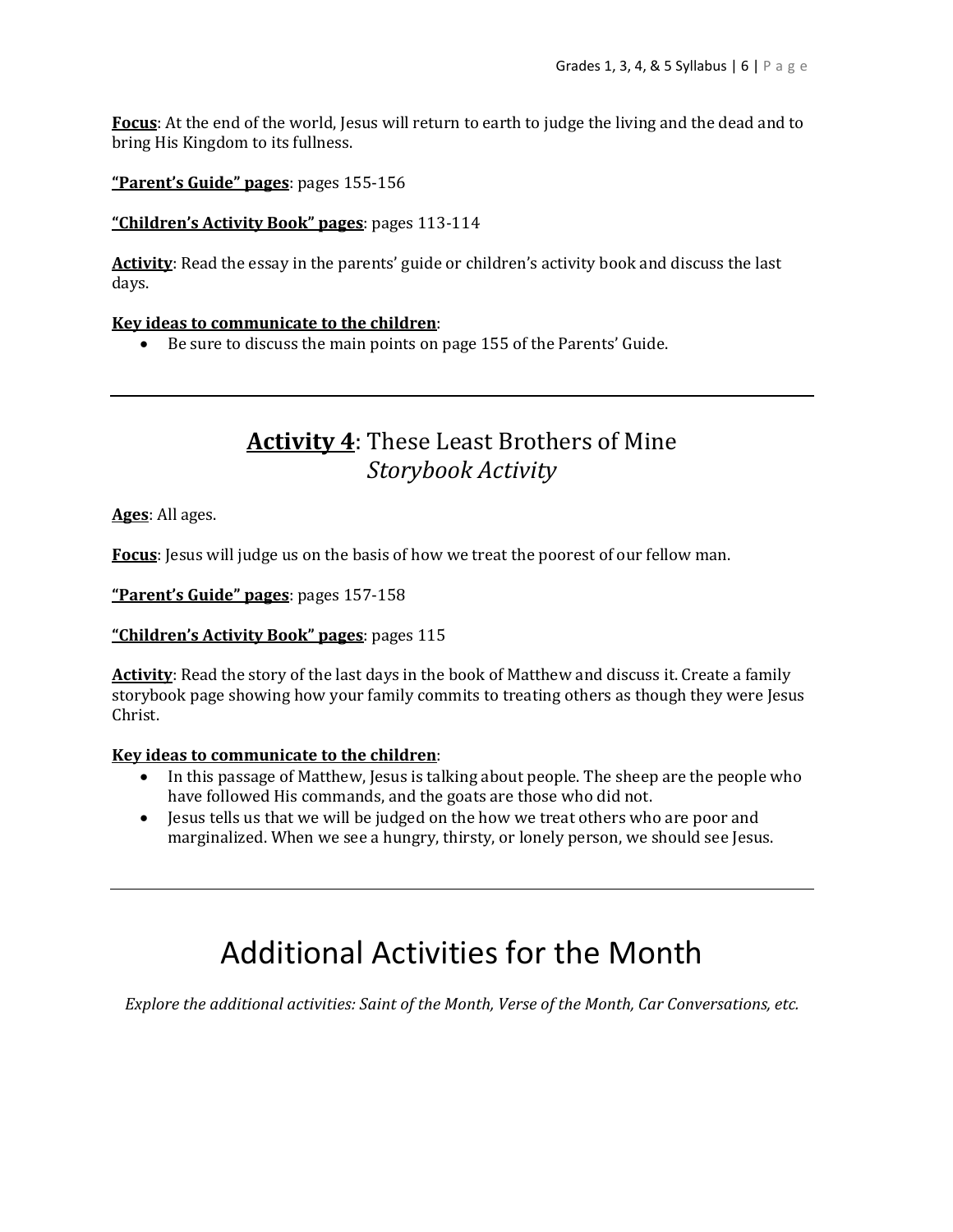**Focus**: At the end of the world, Jesus will return to earth to judge the living and the dead and to bring His Kingdom to its fullness.

**"Parent's Guide" pages**: pages 155-156

**"Children's Activity Book" pages**: pages 113-114

**Activity**: Read the essay in the parents' guide or children's activity book and discuss the last days.

**Key ideas to communicate to the children**:

- Be sure to discuss the main points on page 155 of the Parents' Guide.

---

## **Activity 4**: These Least Brothers of Mine *Storybook Activity*

**Ages**: All ages.

**Focus**: Jesus will judge us on the basis of how we treat the poorest of our fellow man.

**"Parent's Guide" pages**: pages 157-158

**"Children's Activity Book" pages**: pages 115

**Activity**: Read the story of the last days in the book of Matthew and discuss it. Create a family storybook page showing how your family commits to treating others as though they were Jesus Christ.

**Key ideas to communicate to the children**:

- In this passage of Matthew, Jesus is talking about people. The sheep are the people who have followed His commands, and the goats are those who did not.
- Jesus tells us that we will be judged on the how we treat others who are poor and marginalized. When we see a hungry, thirsty, or lonely person, we should see Jesus.

---

# Additional Activities for the Month

*Explore the additional activities: Saint of the Month, Verse of the Month, Car Conversations, etc.*